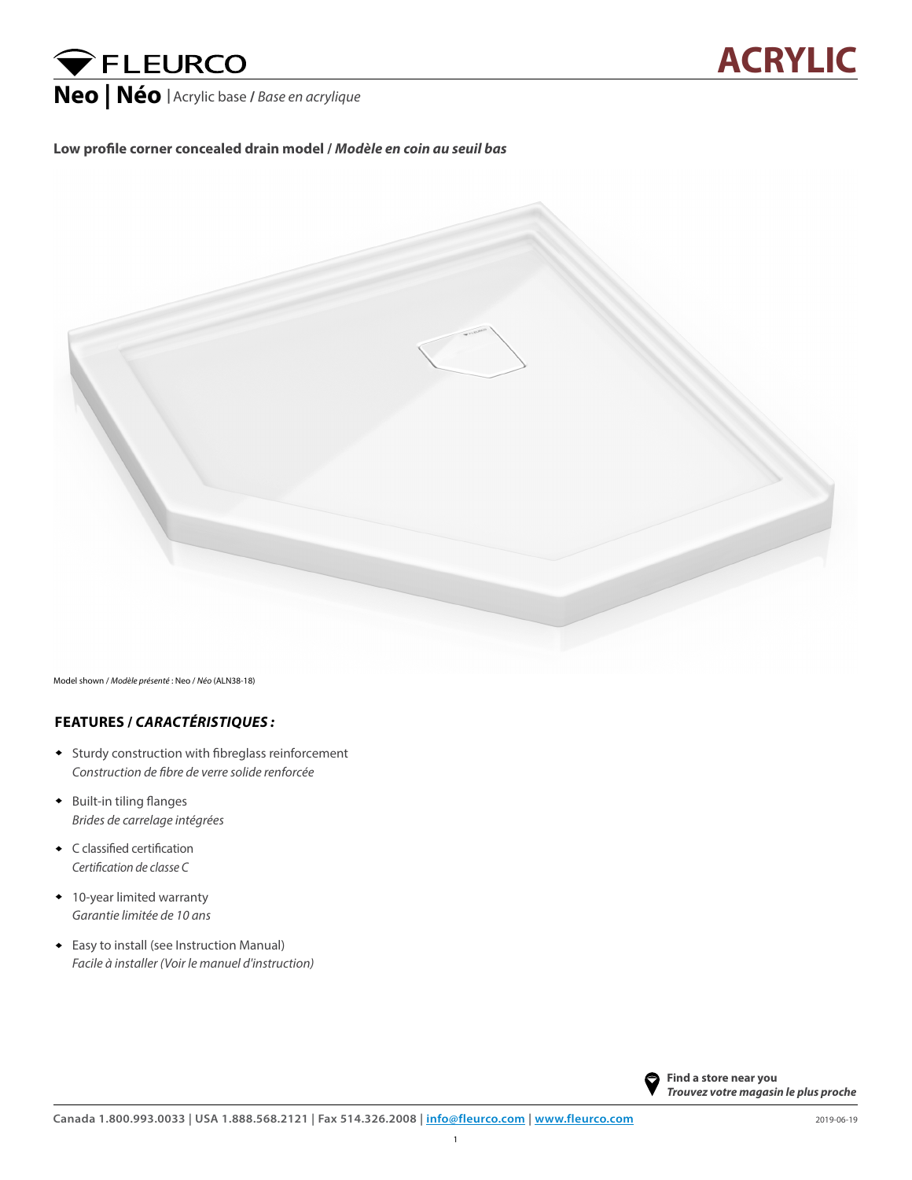FLEURCO

ACRYLIC

# Neo | Néo | Acrylic base / *Base en acrylique*

**Low profile corner concealed drain model / *Modèle en coin au seuil bas***

Model shown / *Modèle présenté* : Neo / *Néo* (ALN38-18)

## FEATURES / *CARACTÉRISTIQUES :*

- Sturdy construction with fibreglass reinforcement
  *Construction de fibre de verre solide renforcée*
- Built-in tiling flanges
  *Brides de carrelage intégrées*
- C classified certification
  *Certification de classe C*
- 10-year limited warranty
  *Garantie limitée de 10 ans*
- Easy to install (see Instruction Manual)
  *Facile à installer (Voir le manuel d'instruction)*

**Find a store near you**
***Trouvez votre magasin le plus proche***

Canada 1.800.993.0033 | USA 1.888.568.2121 | Fax 514.326.2008 | info@fleurco.com | www.fleurco.com

2019-06-19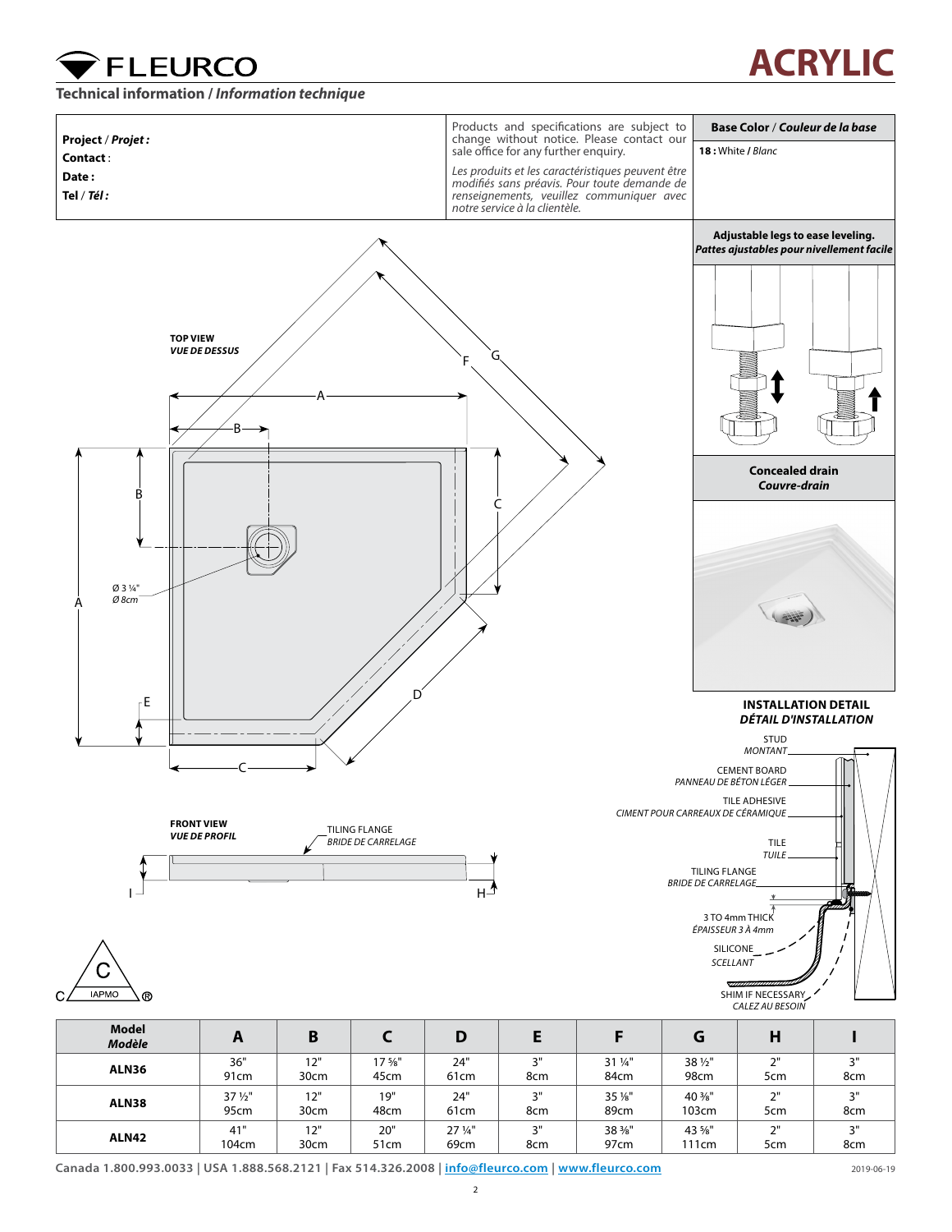FLEURCO

# ACRYLIC

**Technical information / *Information technique***

| | | |
|---|---|---|
| **Project** / ***Projet :*** <br> **Contact** : <br> **Date :** <br> **Tel** / ***Tél :*** | Products and specifications are subject to change without notice. Please contact our sale office for any further enquiry. <br><br> *Les produits et les caractéristiques peuvent être modifiés sans préavis. Pour toute demande de renseignements, veuillez communiquer avec notre service à la clientèle.* | **Base Color** / ***Couleur de la base*** <br><br> **18 :** White / *Blanc* |

**TOP VIEW**
***VUE DE DESSUS***

A
B
C
D
E
F
G

Ø 3 ¼"
*Ø 8cm*

**FRONT VIEW**
***VUE DE PROFIL***

TILING FLANGE
*BRIDE DE CARRELAGE*

H
I

**Adjustable legs to ease leveling.**
***Pattes ajustables pour nivellement facile***

**Concealed drain**
***Couvre-drain***

**INSTALLATION DETAIL**
***DÉTAIL D'INSTALLATION***

STUD
*MONTANT*

CEMENT BOARD
*PANNEAU DE BÉTON LÉGER*

TILE ADHESIVE
*CIMENT POUR CARREAUX DE CÉRAMIQUE*

TILE
*TUILE*

TILING FLANGE
*BRIDE DE CARRELAGE*

3 TO 4mm THICK
*ÉPAISSEUR 3 À 4mm*

SILICONE
*SCELLANT*

SHIM IF NECESSARY
*CALEZ AU BESOIN*

C IAPMO ®

| **Model** ***Modèle*** | **A** | **B** | **C** | **D** | **E** | **F** | **G** | **H** | **I** |
|---|---|---|---|---|---|---|---|---|---|
| **ALN36** | 36" 91cm | 12" 30cm | 17 ⅝" 45cm | 24" 61cm | 3" 8cm | 31 ¼" 84cm | 38 ½" 98cm | 2" 5cm | 3" 8cm |
| **ALN38** | 37 ½" 95cm | 12" 30cm | 19" 48cm | 24" 61cm | 3" 8cm | 35 ⅛" 89cm | 40 ⅜" 103cm | 2" 5cm | 3" 8cm |
| **ALN42** | 41" 104cm | 12" 30cm | 20" 51cm | 27 ¼" 69cm | 3" 8cm | 38 ⅜" 97cm | 43 ⅝" 111cm | 2" 5cm | 3" 8cm |

**Canada 1.800.993.0033 | USA 1.888.568.2121 | Fax 514.326.2008 | info@fleurco.com | www.fleurco.com**

2019-06-19